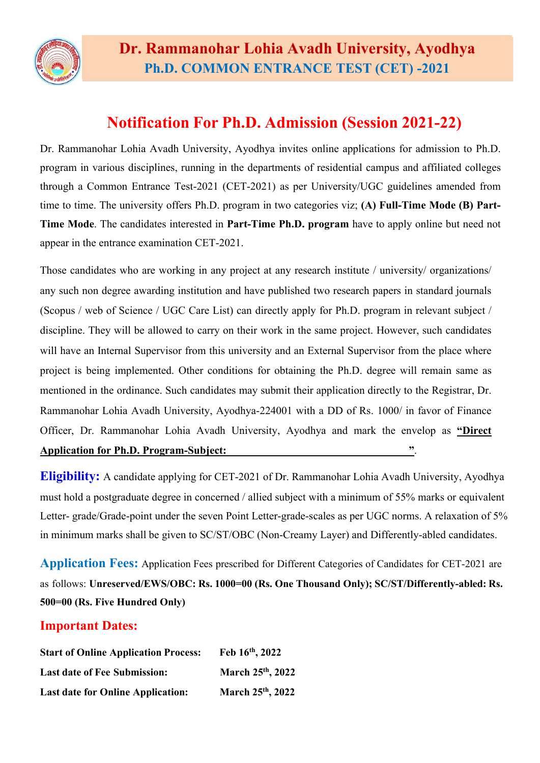# Dr. Rammanohar Lohia Avadh University, Ayodhya

## Ph.D. COMMON ENTRANCE TEST (CET) -2021

## Notification For Ph.D. Admission (Session 2021-22)

Dr. Rammanohar Lohia Avadh University, Ayodhya invites online applications for admission to Ph.D. program in various disciplines, running in the departments of residential campus and affiliated colleges through a Common Entrance Test-2021 (CET-2021) as per University/UGC guidelines amended from time to time. The university offers Ph.D. program in two categories viz; **(A) Full-Time Mode (B) Part-Time Mode**. The candidates interested in **Part-Time Ph.D. program** have to apply online but need not appear in the entrance examination CET-2021.

Those candidates who are working in any project at any research institute / university/ organizations/ any such non degree awarding institution and have published two research papers in standard journals (Scopus / web of Science / UGC Care List) can directly apply for Ph.D. program in relevant subject / discipline. They will be allowed to carry on their work in the same project. However, such candidates will have an Internal Supervisor from this university and an External Supervisor from the place where project is being implemented. Other conditions for obtaining the Ph.D. degree will remain same as mentioned in the ordinance. Such candidates may submit their application directly to the Registrar, Dr. Rammanohar Lohia Avadh University, Ayodhya-224001 with a DD of Rs. 1000/ in favor of Finance Officer, Dr. Rammanohar Lohia Avadh University, Ayodhya and mark the envelop as **"Direct Application for Ph.D. Program-Subject: ______________________"**.

**Eligibility:** A candidate applying for CET-2021 of Dr. Rammanohar Lohia Avadh University, Ayodhya must hold a postgraduate degree in concerned / allied subject with a minimum of 55% marks or equivalent Letter- grade/Grade-point under the seven Point Letter-grade-scales as per UGC norms. A relaxation of 5% in minimum marks shall be given to SC/ST/OBC (Non-Creamy Layer) and Differently-abled candidates.

**Application Fees:** Application Fees prescribed for Different Categories of Candidates for CET-2021 are as follows: **Unreserved/EWS/OBC: Rs. 1000=00 (Rs. One Thousand Only); SC/ST/Differently-abled: Rs. 500=00 (Rs. Five Hundred Only)**

### Important Dates:

| | |
|---|---|
| **Start of Online Application Process:** | **Feb 16th, 2022** |
| **Last date of Fee Submission:** | **March 25th, 2022** |
| **Last date for Online Application:** | **March 25th, 2022** |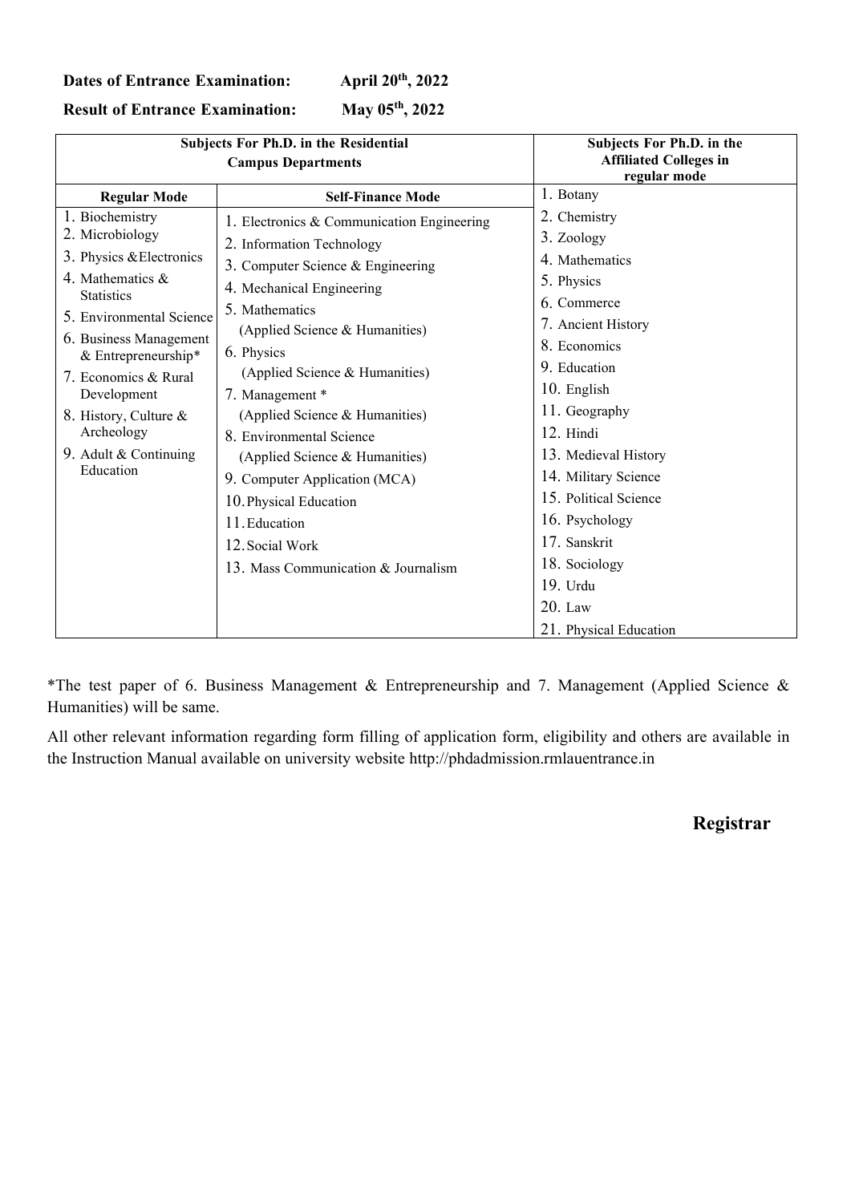**Dates of Entrance Examination:** **April 20th, 2022**

**Result of Entrance Examination:** **May 05th, 2022**

| **Subjects For Ph.D. in the Residential Campus Departments** | | **Subjects For Ph.D. in the Affiliated Colleges in regular mode** |
|---|---|---|
| **Regular Mode** | **Self-Finance Mode** | 1. Botany |
| 1. Biochemistry | 1. Electronics & Communication Engineering | 2. Chemistry |
| 2. Microbiology | 2. Information Technology | 3. Zoology |
| 3. Physics &Electronics | 3. Computer Science & Engineering | 4. Mathematics |
| 4. Mathematics & Statistics | 4. Mechanical Engineering | 5. Physics |
| 5. Environmental Science | 5. Mathematics (Applied Science & Humanities) | 6. Commerce |
| 6. Business Management & Entrepreneurship* | 6. Physics (Applied Science & Humanities) | 7. Ancient History |
| 7. Economics & Rural Development | 7. Management * (Applied Science & Humanities) | 8. Economics |
| 8. History, Culture & Archeology | 8. Environmental Science (Applied Science & Humanities) | 9. Education |
| 9. Adult & Continuing Education | 9. Computer Application (MCA) | 10. English |
| | 10. Physical Education | 11. Geography |
| | 11. Education | 12. Hindi |
| | 12. Social Work | 13. Medieval History |
| | 13. Mass Communication & Journalism | 14. Military Science |
| | | 15. Political Science |
| | | 16. Psychology |
| | | 17. Sanskrit |
| | | 18. Sociology |
| | | 19. Urdu |
| | | 20. Law |
| | | 21. Physical Education |

*The test paper of 6. Business Management & Entrepreneurship and 7. Management (Applied Science & Humanities) will be same.

All other relevant information regarding form filling of application form, eligibility and others are available in the Instruction Manual available on university website http://phdadmission.rmlauentrance.in

**Registrar**